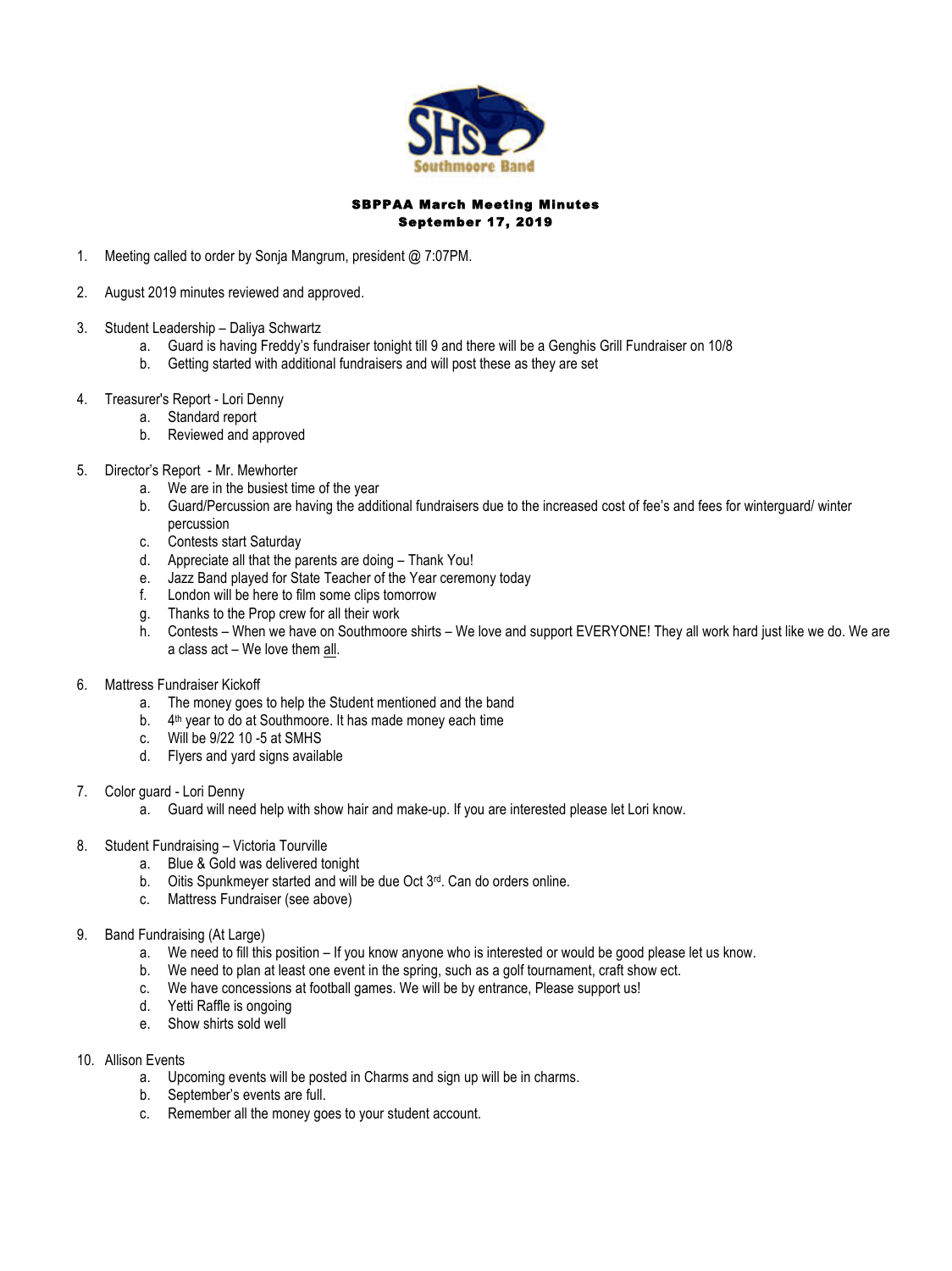# SBPPAA March Meeting Minutes
## September 17, 2019

1. Meeting called to order by Sonja Mangrum, president @ 7:07PM.

2. August 2019 minutes reviewed and approved.

3. Student Leadership – Daliya Schwartz
   a. Guard is having Freddy's fundraiser tonight till 9 and there will be a Genghis Grill Fundraiser on 10/8
   b. Getting started with additional fundraisers and will post these as they are set

4. Treasurer's Report - Lori Denny
   a. Standard report
   b. Reviewed and approved

5. Director's Report - Mr. Mewhorter
   a. We are in the busiest time of the year
   b. Guard/Percussion are having the additional fundraisers due to the increased cost of fee's and fees for winterguard/ winter percussion
   c. Contests start Saturday
   d. Appreciate all that the parents are doing – Thank You!
   e. Jazz Band played for State Teacher of the Year ceremony today
   f. London will be here to film some clips tomorrow
   g. Thanks to the Prop crew for all their work
   h. Contests – When we have on Southmoore shirts – We love and support EVERYONE! They all work hard just like we do. We are a class act – We love them all.

6. Mattress Fundraiser Kickoff
   a. The money goes to help the Student mentioned and the band
   b. 4th year to do at Southmoore. It has made money each time
   c. Will be 9/22 10 -5 at SMHS
   d. Flyers and yard signs available

7. Color guard - Lori Denny
   a. Guard will need help with show hair and make-up. If you are interested please let Lori know.

8. Student Fundraising – Victoria Tourville
   a. Blue & Gold was delivered tonight
   b. Oitis Spunkmeyer started and will be due Oct 3rd. Can do orders online.
   c. Mattress Fundraiser (see above)

9. Band Fundraising (At Large)
   a. We need to fill this position – If you know anyone who is interested or would be good please let us know.
   b. We need to plan at least one event in the spring, such as a golf tournament, craft show ect.
   c. We have concessions at football games. We will be by entrance, Please support us!
   d. Yetti Raffle is ongoing
   e. Show shirts sold well

10. Allison Events
    a. Upcoming events will be posted in Charms and sign up will be in charms.
    b. September's events are full.
    c. Remember all the money goes to your student account.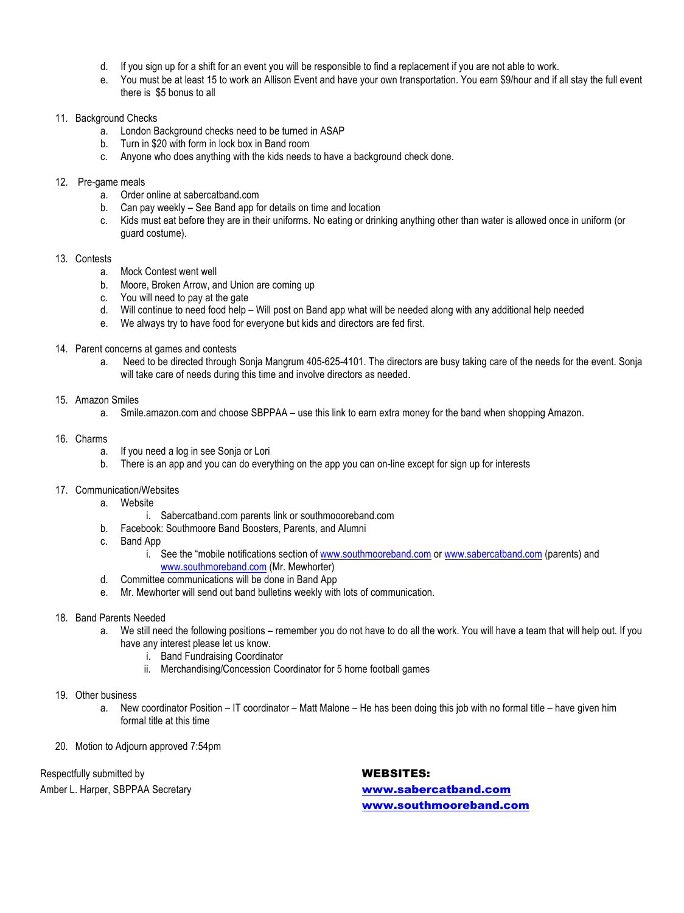d. If you sign up for a shift for an event you will be responsible to find a replacement if you are not able to work.
   e. You must be at least 15 to work an Allison Event and have your own transportation. You earn $9/hour and if all stay the full event there is  $5 bonus to all

11. Background Checks
   a. London Background checks need to be turned in ASAP
   b. Turn in $20 with form in lock box in Band room
   c. Anyone who does anything with the kids needs to have a background check done.

12. Pre-game meals
   a. Order online at sabercatband.com
   b. Can pay weekly – See Band app for details on time and location
   c. Kids must eat before they are in their uniforms. No eating or drinking anything other than water is allowed once in uniform (or guard costume).

13. Contests
   a. Mock Contest went well
   b. Moore, Broken Arrow, and Union are coming up
   c. You will need to pay at the gate
   d. Will continue to need food help – Will post on Band app what will be needed along with any additional help needed
   e. We always try to have food for everyone but kids and directors are fed first.

14. Parent concerns at games and contests
   a. Need to be directed through Sonja Mangrum 405-625-4101. The directors are busy taking care of the needs for the event. Sonja will take care of needs during this time and involve directors as needed.

15. Amazon Smiles
   a. Smile.amazon.com and choose SBPPAA – use this link to earn extra money for the band when shopping Amazon.

16. Charms
   a. If you need a log in see Sonja or Lori
   b. There is an app and you can do everything on the app you can on-line except for sign up for interests

17. Communication/Websites
   a. Website
      i. Sabercatband.com parents link or southmoooreband.com
   b. Facebook: Southmoore Band Boosters, Parents, and Alumni
   c. Band App
      i. See the "mobile notifications section of www.southmooreband.com or www.sabercatband.com (parents) and www.southmoreband.com (Mr. Mewhorter)
   d. Committee communications will be done in Band App
   e. Mr. Mewhorter will send out band bulletins weekly with lots of communication.

18. Band Parents Needed
   a. We still need the following positions – remember you do not have to do all the work. You will have a team that will help out. If you have any interest please let us know.
      i. Band Fundraising Coordinator
      ii. Merchandising/Concession Coordinator for 5 home football games

19. Other business
   a. New coordinator Position – IT coordinator – Matt Malone – He has been doing this job with no formal title – have given him formal title at this time

20. Motion to Adjourn approved 7:54pm

Respectfully submitted by
Amber L. Harper, SBPPAA Secretary

**WEBSITES:**
**www.sabercatband.com**
**www.southmooreband.com**